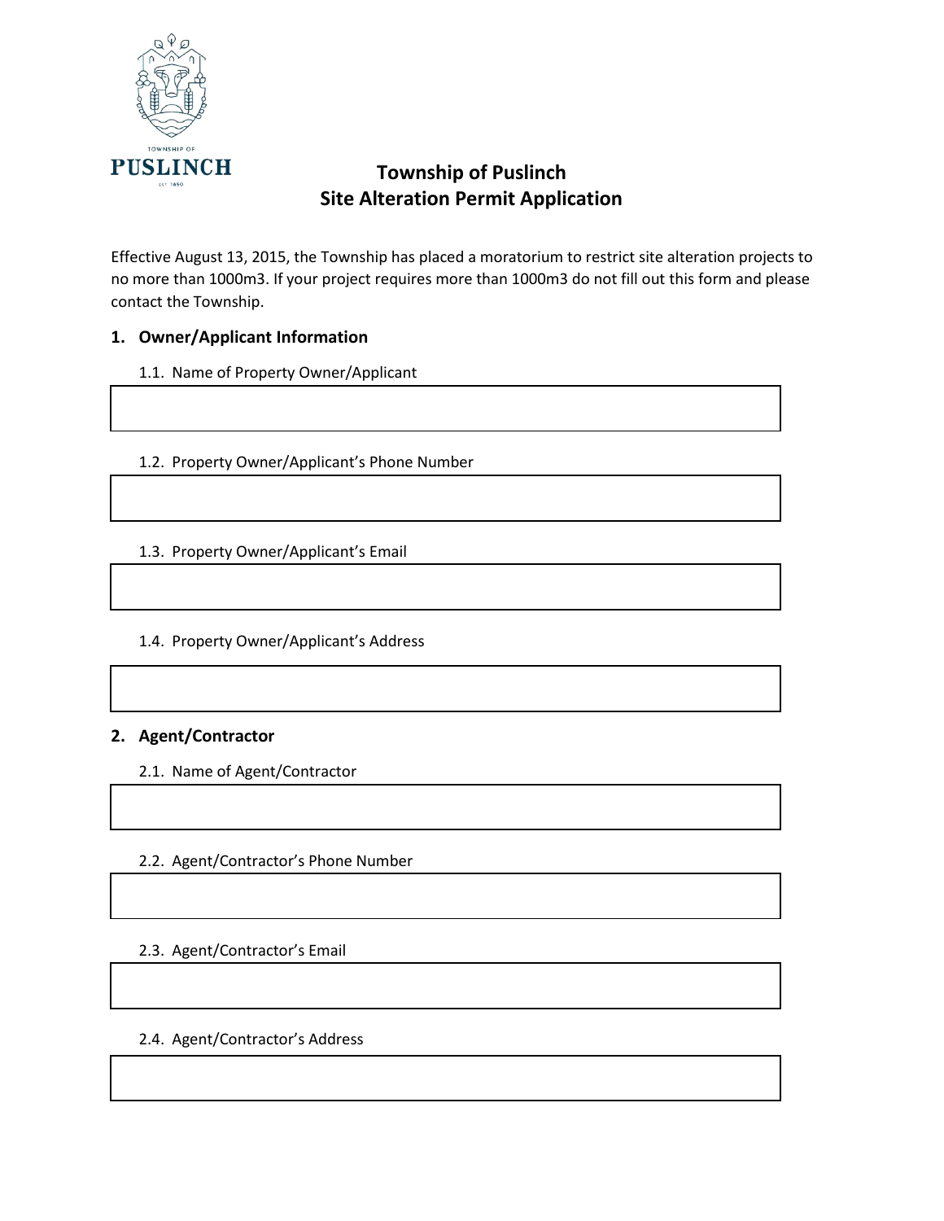# Township of Puslinch
# Site Alteration Permit Application

Effective August 13, 2015, the Township has placed a moratorium to restrict site alteration projects to no more than 1000m3. If your project requires more than 1000m3 do not fill out this form and please contact the Township.

## 1. Owner/Applicant Information

1.1. Name of Property Owner/Applicant

1.2. Property Owner/Applicant's Phone Number

1.3. Property Owner/Applicant's Email

1.4. Property Owner/Applicant's Address

## 2. Agent/Contractor

2.1. Name of Agent/Contractor

2.2. Agent/Contractor's Phone Number

2.3. Agent/Contractor's Email

2.4. Agent/Contractor's Address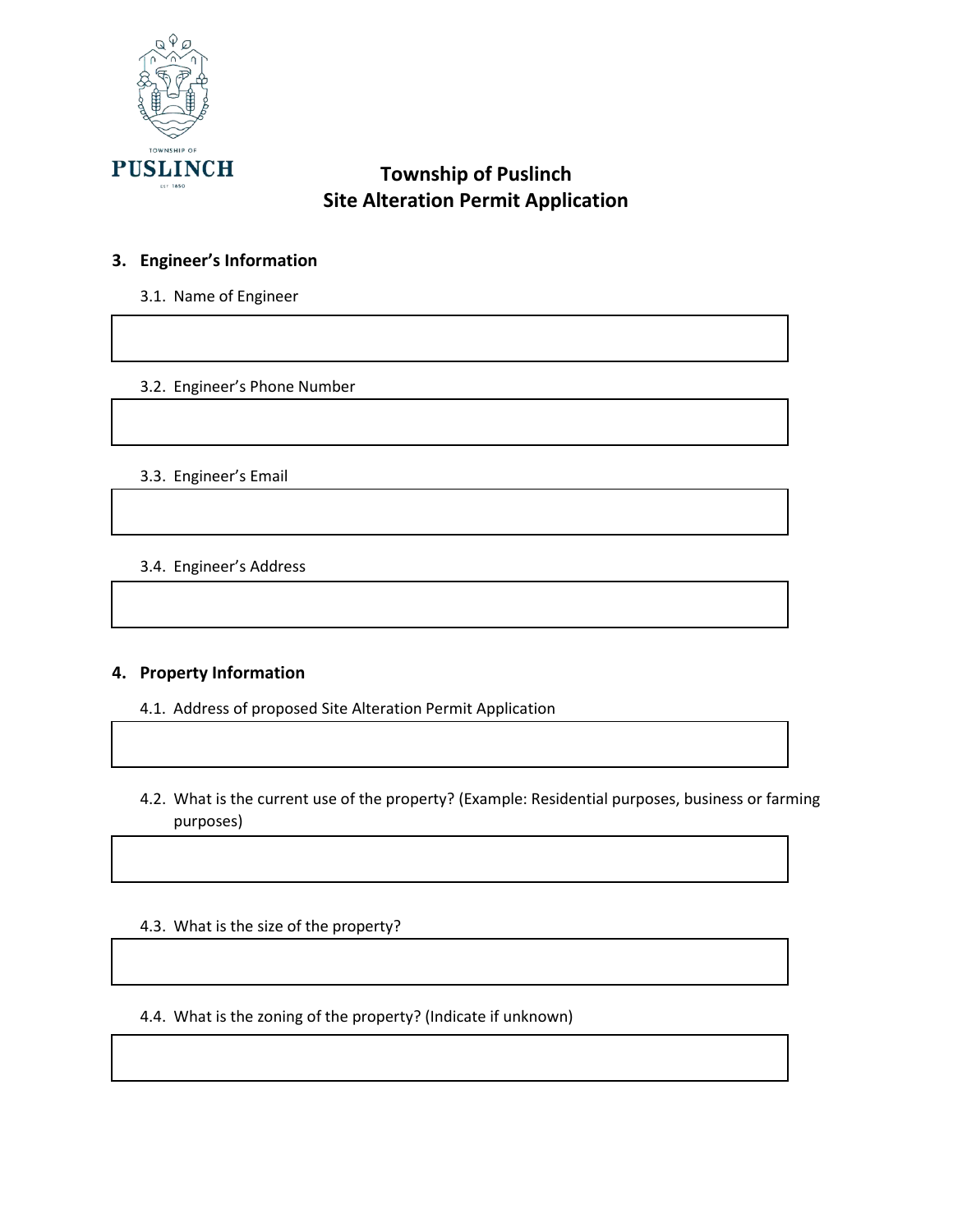# Township of Puslinch
# Site Alteration Permit Application

## 3. Engineer's Information

3.1. Name of Engineer

3.2. Engineer's Phone Number

3.3. Engineer's Email

3.4. Engineer's Address

## 4. Property Information

4.1. Address of proposed Site Alteration Permit Application

4.2. What is the current use of the property? (Example: Residential purposes, business or farming purposes)

4.3. What is the size of the property?

4.4. What is the zoning of the property? (Indicate if unknown)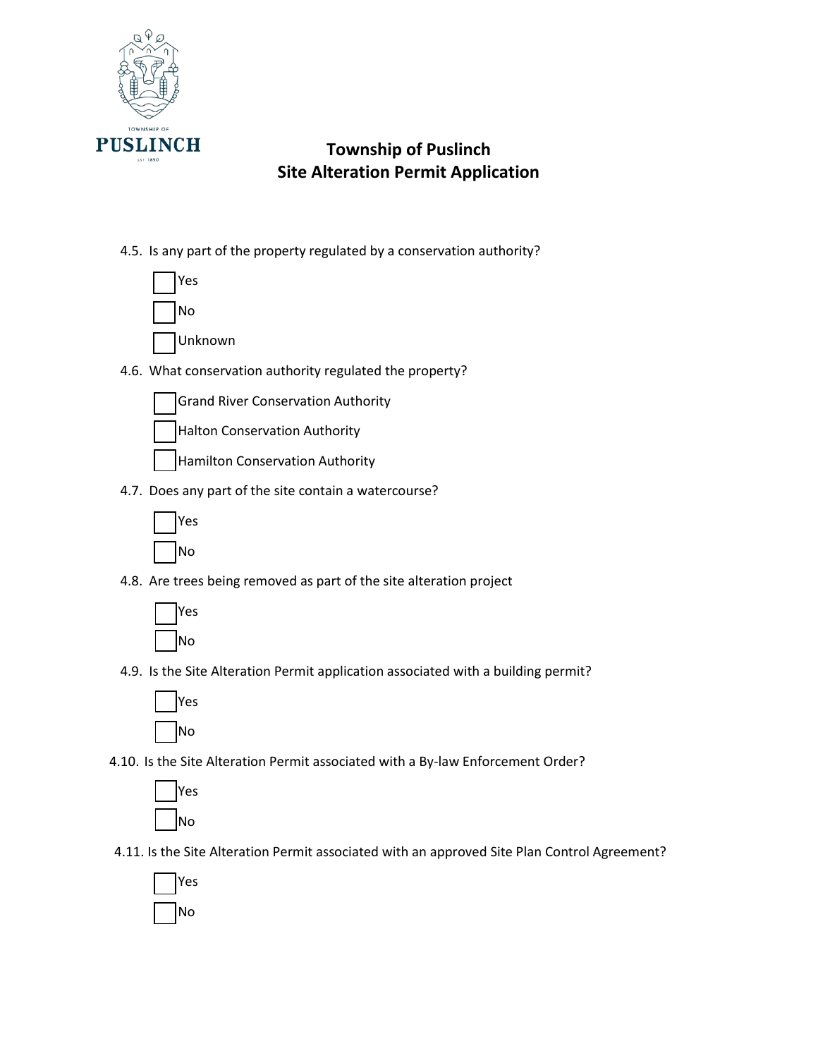# Township of Puslinch
# Site Alteration Permit Application

4.5. Is any part of the property regulated by a conservation authority?

- [ ] Yes
- [ ] No
- [ ] Unknown

4.6. What conservation authority regulated the property?

- [ ] Grand River Conservation Authority
- [ ] Halton Conservation Authority
- [ ] Hamilton Conservation Authority

4.7. Does any part of the site contain a watercourse?

- [ ] Yes
- [ ] No

4.8. Are trees being removed as part of the site alteration project

- [ ] Yes
- [ ] No

4.9. Is the Site Alteration Permit application associated with a building permit?

- [ ] Yes
- [ ] No

4.10. Is the Site Alteration Permit associated with a By-law Enforcement Order?

- [ ] Yes
- [ ] No

4.11. Is the Site Alteration Permit associated with an approved Site Plan Control Agreement?

- [ ] Yes
- [ ] No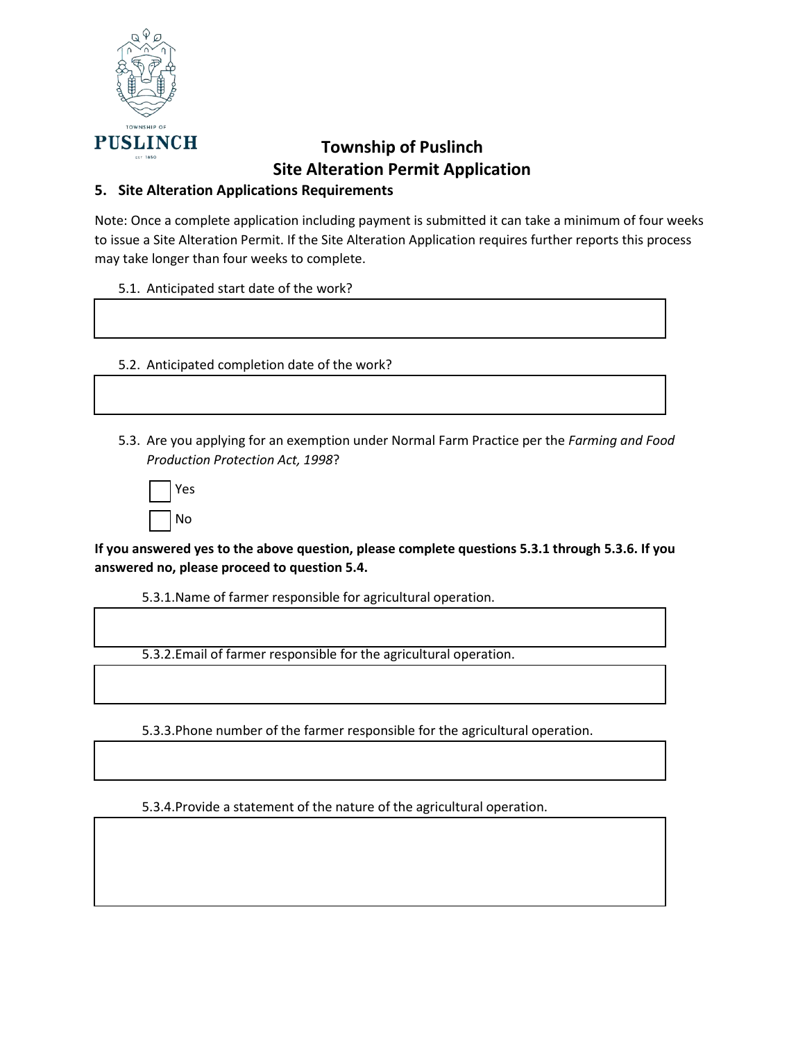# Township of Puslinch
# Site Alteration Permit Application

## 5. Site Alteration Applications Requirements

Note: Once a complete application including payment is submitted it can take a minimum of four weeks to issue a Site Alteration Permit. If the Site Alteration Application requires further reports this process may take longer than four weeks to complete.

5.1. Anticipated start date of the work?

5.2. Anticipated completion date of the work?

5.3. Are you applying for an exemption under Normal Farm Practice per the *Farming and Food Production Protection Act, 1998*?

- [ ] Yes
- [ ] No

**If you answered yes to the above question, please complete questions 5.3.1 through 5.3.6. If you answered no, please proceed to question 5.4.**

5.3.1. Name of farmer responsible for agricultural operation.

5.3.2. Email of farmer responsible for the agricultural operation.

5.3.3. Phone number of the farmer responsible for the agricultural operation.

5.3.4. Provide a statement of the nature of the agricultural operation.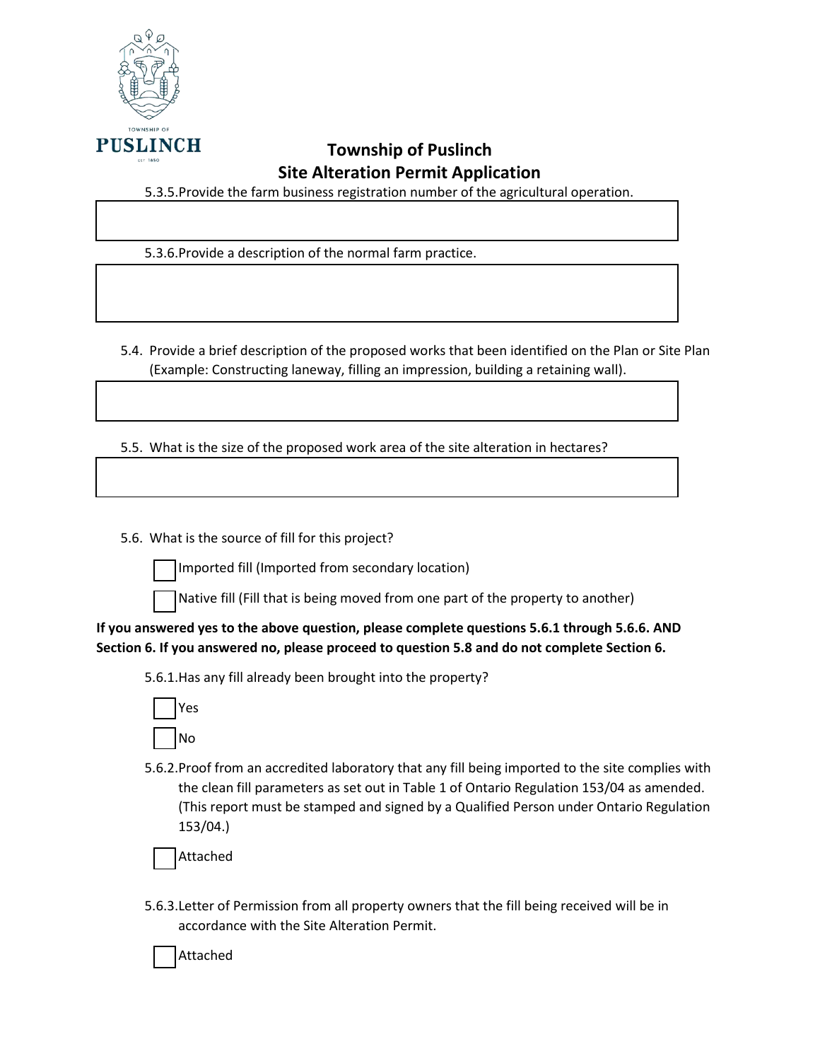# Township of Puslinch
## Site Alteration Permit Application

5.3.5. Provide the farm business registration number of the agricultural operation.

5.3.6. Provide a description of the normal farm practice.

5.4. Provide a brief description of the proposed works that been identified on the Plan or Site Plan (Example: Constructing laneway, filling an impression, building a retaining wall).

5.5. What is the size of the proposed work area of the site alteration in hectares?

5.6. What is the source of fill for this project?

- [ ] Imported fill (Imported from secondary location)
- [ ] Native fill (Fill that is being moved from one part of the property to another)

**If you answered yes to the above question, please complete questions 5.6.1 through 5.6.6. AND Section 6. If you answered no, please proceed to question 5.8 and do not complete Section 6.**

5.6.1. Has any fill already been brought into the property?

- [ ] Yes
- [ ] No

5.6.2. Proof from an accredited laboratory that any fill being imported to the site complies with the clean fill parameters as set out in Table 1 of Ontario Regulation 153/04 as amended. (This report must be stamped and signed by a Qualified Person under Ontario Regulation 153/04.)

- [ ] Attached

5.6.3. Letter of Permission from all property owners that the fill being received will be in accordance with the Site Alteration Permit.

- [ ] Attached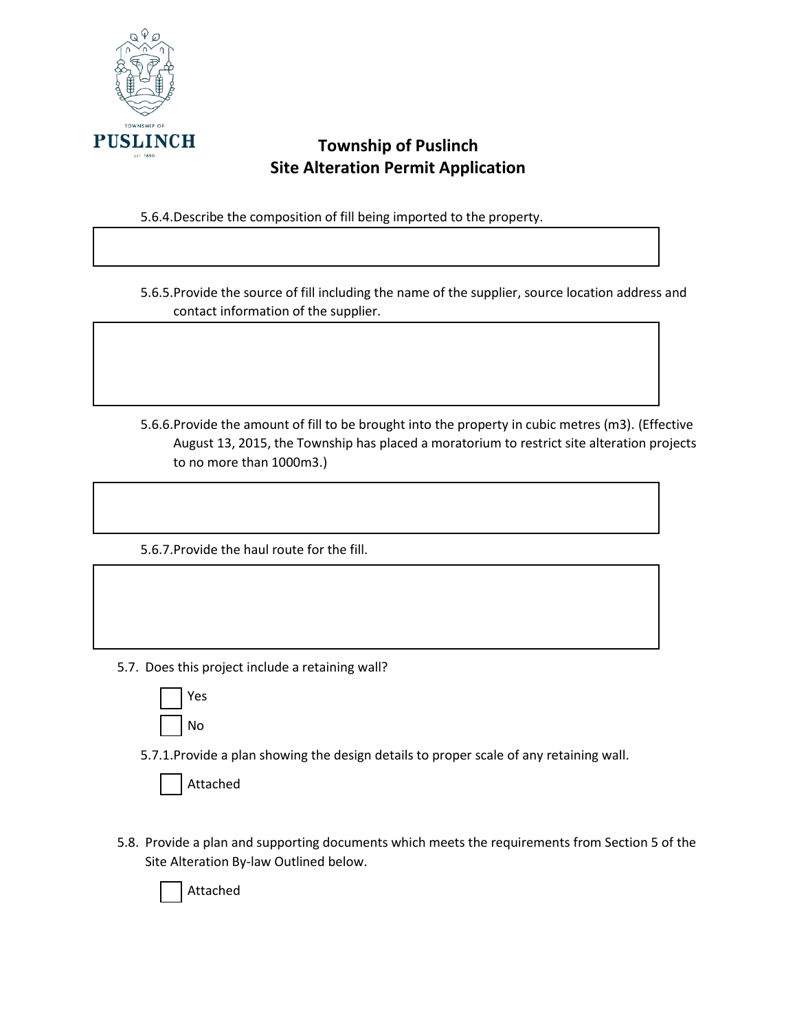# Township of Puslinch
## Site Alteration Permit Application

5.6.4. Describe the composition of fill being imported to the property.

5.6.5. Provide the source of fill including the name of the supplier, source location address and contact information of the supplier.

5.6.6. Provide the amount of fill to be brought into the property in cubic metres (m3). (Effective August 13, 2015, the Township has placed a moratorium to restrict site alteration projects to no more than 1000m3.)

5.6.7. Provide the haul route for the fill.

5.7. Does this project include a retaining wall?

- ☐ Yes
- ☐ No

5.7.1. Provide a plan showing the design details to proper scale of any retaining wall.

- ☐ Attached

5.8. Provide a plan and supporting documents which meets the requirements from Section 5 of the Site Alteration By-law Outlined below.

- ☐ Attached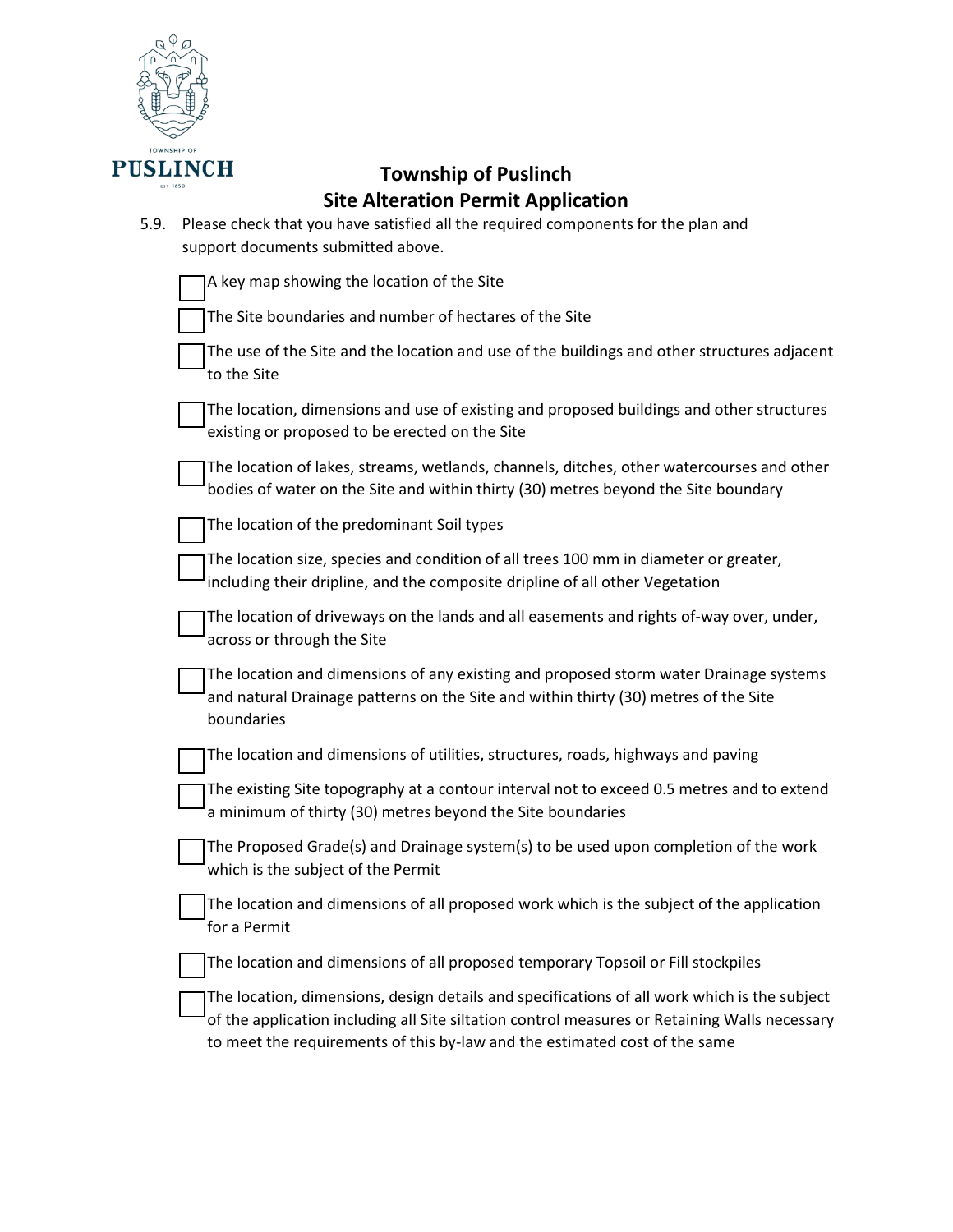# Township of Puslinch
## Site Alteration Permit Application

5.9. Please check that you have satisfied all the required components for the plan and support documents submitted above.

- ☐ A key map showing the location of the Site
- ☐ The Site boundaries and number of hectares of the Site
- ☐ The use of the Site and the location and use of the buildings and other structures adjacent to the Site
- ☐ The location, dimensions and use of existing and proposed buildings and other structures existing or proposed to be erected on the Site
- ☐ The location of lakes, streams, wetlands, channels, ditches, other watercourses and other bodies of water on the Site and within thirty (30) metres beyond the Site boundary
- ☐ The location of the predominant Soil types
- ☐ The location size, species and condition of all trees 100 mm in diameter or greater, including their dripline, and the composite dripline of all other Vegetation
- ☐ The location of driveways on the lands and all easements and rights of-way over, under, across or through the Site
- ☐ The location and dimensions of any existing and proposed storm water Drainage systems and natural Drainage patterns on the Site and within thirty (30) metres of the Site boundaries
- ☐ The location and dimensions of utilities, structures, roads, highways and paving
- ☐ The existing Site topography at a contour interval not to exceed 0.5 metres and to extend a minimum of thirty (30) metres beyond the Site boundaries
- ☐ The Proposed Grade(s) and Drainage system(s) to be used upon completion of the work which is the subject of the Permit
- ☐ The location and dimensions of all proposed work which is the subject of the application for a Permit
- ☐ The location and dimensions of all proposed temporary Topsoil or Fill stockpiles
- ☐ The location, dimensions, design details and specifications of all work which is the subject of the application including all Site siltation control measures or Retaining Walls necessary to meet the requirements of this by-law and the estimated cost of the same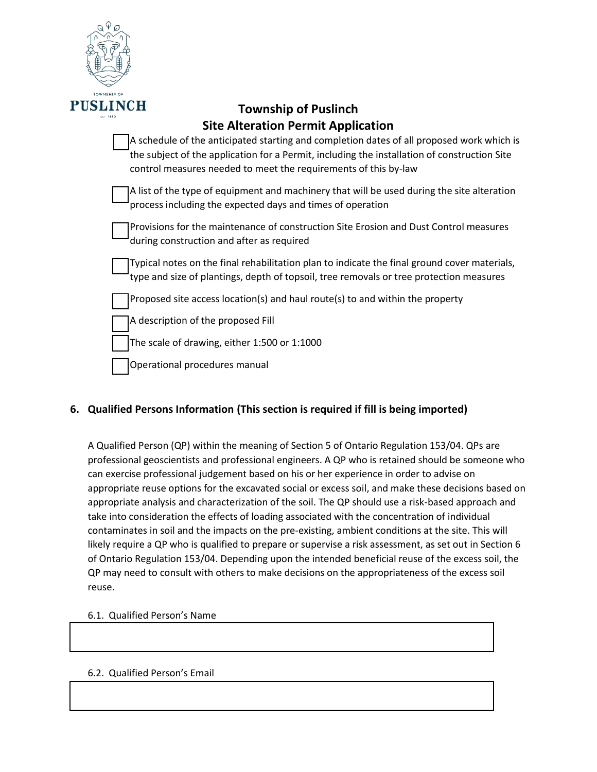# Township of Puslinch
## Site Alteration Permit Application

- [ ] A schedule of the anticipated starting and completion dates of all proposed work which is the subject of the application for a Permit, including the installation of construction Site control measures needed to meet the requirements of this by-law
- [ ] A list of the type of equipment and machinery that will be used during the site alteration process including the expected days and times of operation
- [ ] Provisions for the maintenance of construction Site Erosion and Dust Control measures during construction and after as required
- [ ] Typical notes on the final rehabilitation plan to indicate the final ground cover materials, type and size of plantings, depth of topsoil, tree removals or tree protection measures
- [ ] Proposed site access location(s) and haul route(s) to and within the property
- [ ] A description of the proposed Fill
- [ ] The scale of drawing, either 1:500 or 1:1000
- [ ] Operational procedures manual

### 6. Qualified Persons Information (This section is required if fill is being imported)

A Qualified Person (QP) within the meaning of Section 5 of Ontario Regulation 153/04. QPs are professional geoscientists and professional engineers. A QP who is retained should be someone who can exercise professional judgement based on his or her experience in order to advise on appropriate reuse options for the excavated social or excess soil, and make these decisions based on appropriate analysis and characterization of the soil. The QP should use a risk-based approach and take into consideration the effects of loading associated with the concentration of individual contaminates in soil and the impacts on the pre-existing, ambient conditions at the site. This will likely require a QP who is qualified to prepare or supervise a risk assessment, as set out in Section 6 of Ontario Regulation 153/04. Depending upon the intended beneficial reuse of the excess soil, the QP may need to consult with others to make decisions on the appropriateness of the excess soil reuse.

6.1. Qualified Person's Name

6.2. Qualified Person's Email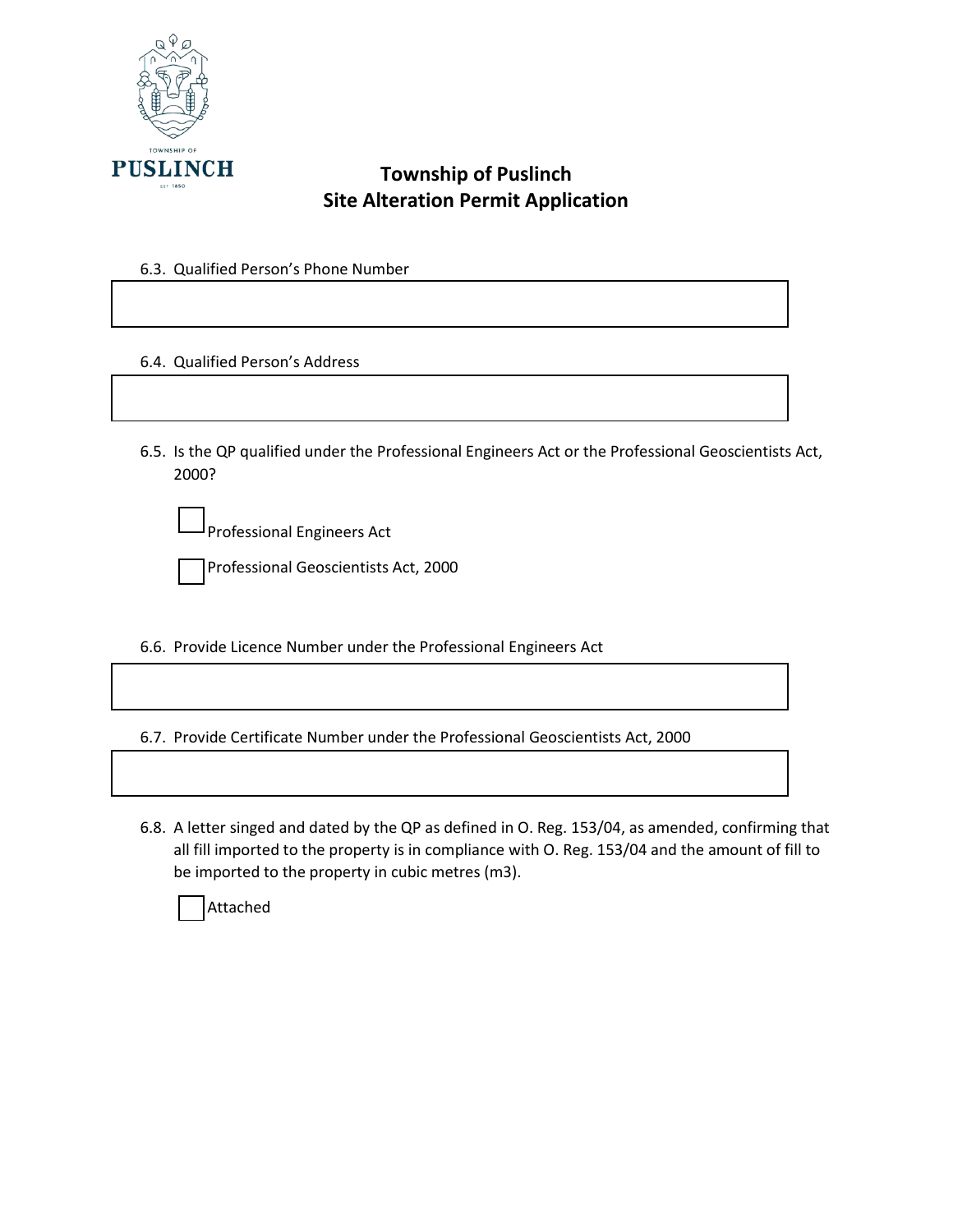# Township of Puslinch
## Site Alteration Permit Application

6.3. Qualified Person's Phone Number

6.4. Qualified Person's Address

6.5. Is the QP qualified under the Professional Engineers Act or the Professional Geoscientists Act, 2000?

☐ Professional Engineers Act

☐ Professional Geoscientists Act, 2000

6.6. Provide Licence Number under the Professional Engineers Act

6.7. Provide Certificate Number under the Professional Geoscientists Act, 2000

6.8. A letter singed and dated by the QP as defined in O. Reg. 153/04, as amended, confirming that all fill imported to the property is in compliance with O. Reg. 153/04 and the amount of fill to be imported to the property in cubic metres (m3).

☐ Attached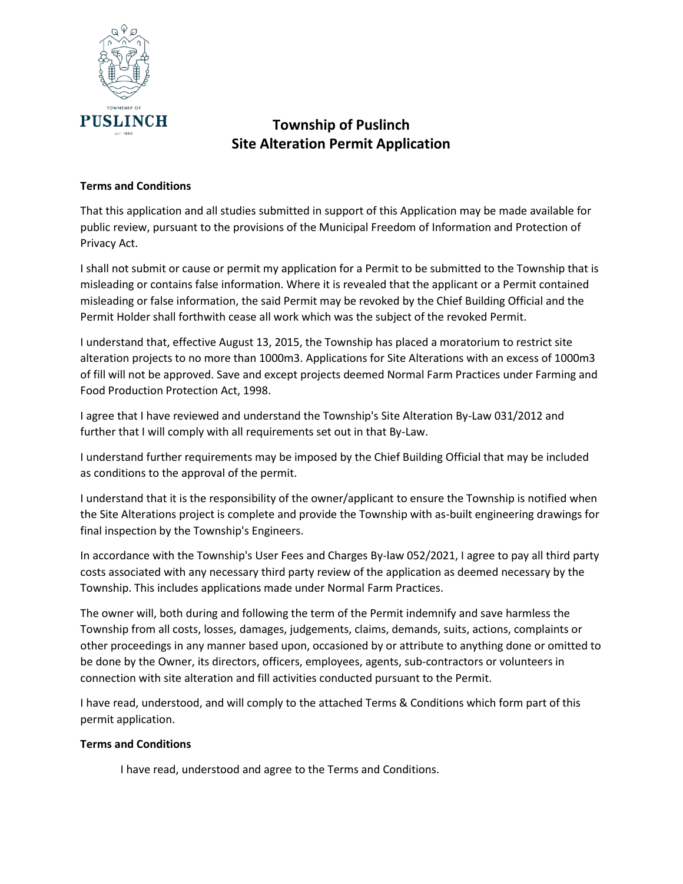TOWNSHIP OF PUSLINCH EST 1850

# Township of Puslinch
# Site Alteration Permit Application

**Terms and Conditions**

That this application and all studies submitted in support of this Application may be made available for public review, pursuant to the provisions of the Municipal Freedom of Information and Protection of Privacy Act.

I shall not submit or cause or permit my application for a Permit to be submitted to the Township that is misleading or contains false information. Where it is revealed that the applicant or a Permit contained misleading or false information, the said Permit may be revoked by the Chief Building Official and the Permit Holder shall forthwith cease all work which was the subject of the revoked Permit.

I understand that, effective August 13, 2015, the Township has placed a moratorium to restrict site alteration projects to no more than 1000m3. Applications for Site Alterations with an excess of 1000m3 of fill will not be approved. Save and except projects deemed Normal Farm Practices under Farming and Food Production Protection Act, 1998.

I agree that I have reviewed and understand the Township's Site Alteration By-Law 031/2012 and further that I will comply with all requirements set out in that By-Law.

I understand further requirements may be imposed by the Chief Building Official that may be included as conditions to the approval of the permit.

I understand that it is the responsibility of the owner/applicant to ensure the Township is notified when the Site Alterations project is complete and provide the Township with as-built engineering drawings for final inspection by the Township's Engineers.

In accordance with the Township's User Fees and Charges By-law 052/2021, I agree to pay all third party costs associated with any necessary third party review of the application as deemed necessary by the Township. This includes applications made under Normal Farm Practices.

The owner will, both during and following the term of the Permit indemnify and save harmless the Township from all costs, losses, damages, judgements, claims, demands, suits, actions, complaints or other proceedings in any manner based upon, occasioned by or attribute to anything done or omitted to be done by the Owner, its directors, officers, employees, agents, sub-contractors or volunteers in connection with site alteration and fill activities conducted pursuant to the Permit.

I have read, understood, and will comply to the attached Terms & Conditions which form part of this permit application.

**Terms and Conditions**

I have read, understood and agree to the Terms and Conditions.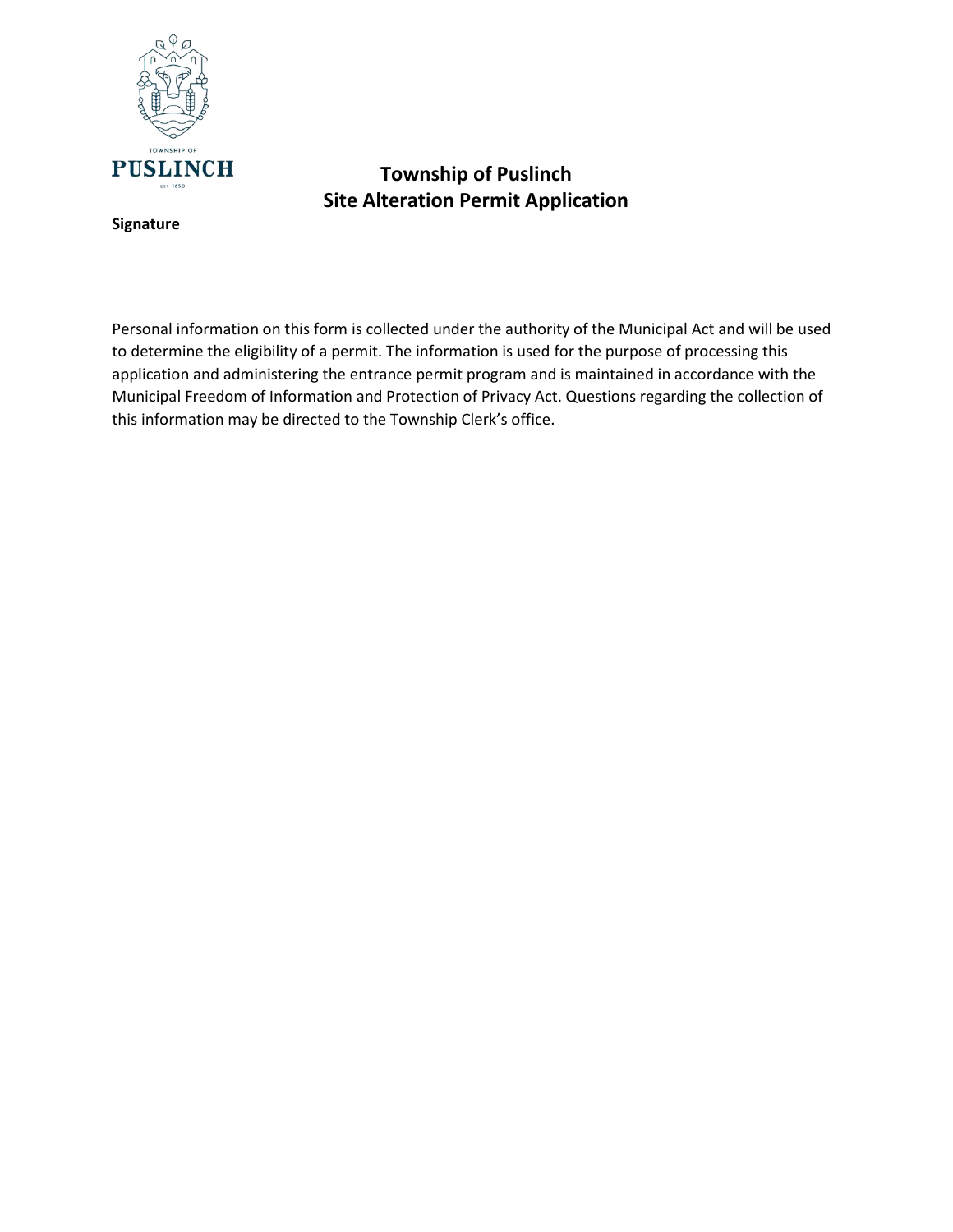**Township of Puslinch**
**Site Alteration Permit Application**

**Signature**

Personal information on this form is collected under the authority of the Municipal Act and will be used to determine the eligibility of a permit. The information is used for the purpose of processing this application and administering the entrance permit program and is maintained in accordance with the Municipal Freedom of Information and Protection of Privacy Act. Questions regarding the collection of this information may be directed to the Township Clerk's office.